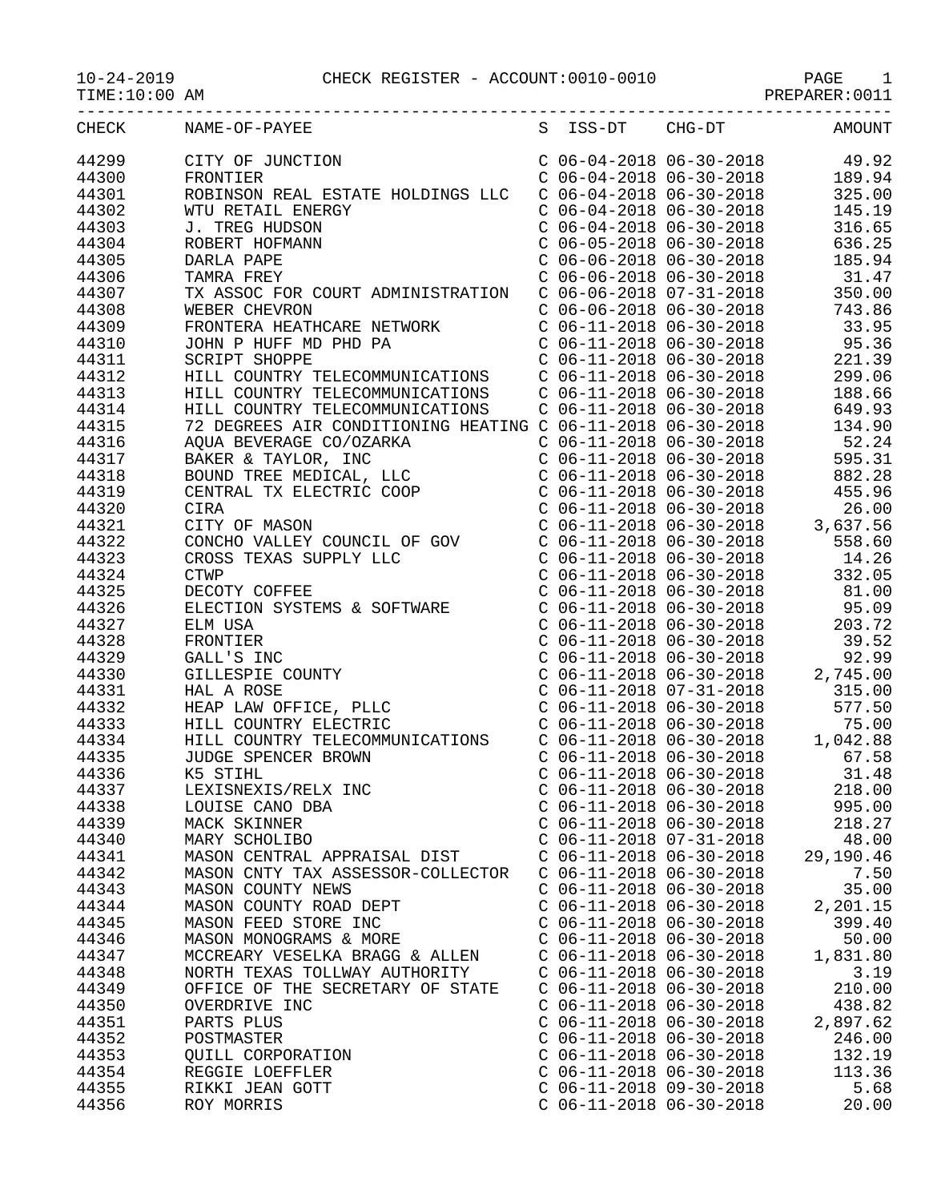10-24-2019 CHECK REGISTER - ACCOUNT:0010-0010

TIME:10:00 AM PREPARER:0011

| CHECK | NAME-OF-PAYEE | S | ISS-DT | CHG-DT | AMOUNT |
|---|---|---|---|---|---|
| 44299 | CITY OF JUNCTION | C | 06-04-2018 | 06-30-2018 | 49.92 |
| 44300 | FRONTIER | C | 06-04-2018 | 06-30-2018 | 189.94 |
| 44301 | ROBINSON REAL ESTATE HOLDINGS LLC | C | 06-04-2018 | 06-30-2018 | 325.00 |
| 44302 | WTU RETAIL ENERGY | C | 06-04-2018 | 06-30-2018 | 145.19 |
| 44303 | J. TREG HUDSON | C | 06-04-2018 | 06-30-2018 | 316.65 |
| 44304 | ROBERT HOFMANN | C | 06-05-2018 | 06-30-2018 | 636.25 |
| 44305 | DARLA PAPE | C | 06-06-2018 | 06-30-2018 | 185.94 |
| 44306 | TAMRA FREY | C | 06-06-2018 | 06-30-2018 | 31.47 |
| 44307 | TX ASSOC FOR COURT ADMINISTRATION | C | 06-06-2018 | 07-31-2018 | 350.00 |
| 44308 | WEBER CHEVRON | C | 06-06-2018 | 06-30-2018 | 743.86 |
| 44309 | FRONTERA HEATHCARE NETWORK | C | 06-11-2018 | 06-30-2018 | 33.95 |
| 44310 | JOHN P HUFF MD PHD PA | C | 06-11-2018 | 06-30-2018 | 95.36 |
| 44311 | SCRIPT SHOPPE | C | 06-11-2018 | 06-30-2018 | 221.39 |
| 44312 | HILL COUNTRY TELECOMMUNICATIONS | C | 06-11-2018 | 06-30-2018 | 299.06 |
| 44313 | HILL COUNTRY TELECOMMUNICATIONS | C | 06-11-2018 | 06-30-2018 | 188.66 |
| 44314 | HILL COUNTRY TELECOMMUNICATIONS | C | 06-11-2018 | 06-30-2018 | 649.93 |
| 44315 | 72 DEGREES AIR CONDITIONING HEATING | C | 06-11-2018 | 06-30-2018 | 134.90 |
| 44316 | AQUA BEVERAGE CO/OZARKA | C | 06-11-2018 | 06-30-2018 | 52.24 |
| 44317 | BAKER & TAYLOR, INC | C | 06-11-2018 | 06-30-2018 | 595.31 |
| 44318 | BOUND TREE MEDICAL, LLC | C | 06-11-2018 | 06-30-2018 | 882.28 |
| 44319 | CENTRAL TX ELECTRIC COOP | C | 06-11-2018 | 06-30-2018 | 455.96 |
| 44320 | CIRA | C | 06-11-2018 | 06-30-2018 | 26.00 |
| 44321 | CITY OF MASON | C | 06-11-2018 | 06-30-2018 | 3,637.56 |
| 44322 | CONCHO VALLEY COUNCIL OF GOV | C | 06-11-2018 | 06-30-2018 | 558.60 |
| 44323 | CROSS TEXAS SUPPLY LLC | C | 06-11-2018 | 06-30-2018 | 14.26 |
| 44324 | CTWP | C | 06-11-2018 | 06-30-2018 | 332.05 |
| 44325 | DECOTY COFFEE | C | 06-11-2018 | 06-30-2018 | 81.00 |
| 44326 | ELECTION SYSTEMS & SOFTWARE | C | 06-11-2018 | 06-30-2018 | 95.09 |
| 44327 | ELM USA | C | 06-11-2018 | 06-30-2018 | 203.72 |
| 44328 | FRONTIER | C | 06-11-2018 | 06-30-2018 | 39.52 |
| 44329 | GALL'S INC | C | 06-11-2018 | 06-30-2018 | 92.99 |
| 44330 | GILLESPIE COUNTY | C | 06-11-2018 | 06-30-2018 | 2,745.00 |
| 44331 | HAL A ROSE | C | 06-11-2018 | 07-31-2018 | 315.00 |
| 44332 | HEAP LAW OFFICE, PLLC | C | 06-11-2018 | 06-30-2018 | 577.50 |
| 44333 | HILL COUNTRY ELECTRIC | C | 06-11-2018 | 06-30-2018 | 75.00 |
| 44334 | HILL COUNTRY TELECOMMUNICATIONS | C | 06-11-2018 | 06-30-2018 | 1,042.88 |
| 44335 | JUDGE SPENCER BROWN | C | 06-11-2018 | 06-30-2018 | 67.58 |
| 44336 | K5 STIHL | C | 06-11-2018 | 06-30-2018 | 31.48 |
| 44337 | LEXISNEXIS/RELX INC | C | 06-11-2018 | 06-30-2018 | 218.00 |
| 44338 | LOUISE CANO DBA | C | 06-11-2018 | 06-30-2018 | 995.00 |
| 44339 | MACK SKINNER | C | 06-11-2018 | 06-30-2018 | 218.27 |
| 44340 | MARY SCHOLIBO | C | 06-11-2018 | 07-31-2018 | 48.00 |
| 44341 | MASON CENTRAL APPRAISAL DIST | C | 06-11-2018 | 06-30-2018 | 29,190.46 |
| 44342 | MASON CNTY TAX ASSESSOR-COLLECTOR | C | 06-11-2018 | 06-30-2018 | 7.50 |
| 44343 | MASON COUNTY NEWS | C | 06-11-2018 | 06-30-2018 | 35.00 |
| 44344 | MASON COUNTY ROAD DEPT | C | 06-11-2018 | 06-30-2018 | 2,201.15 |
| 44345 | MASON FEED STORE INC | C | 06-11-2018 | 06-30-2018 | 399.40 |
| 44346 | MASON MONOGRAMS & MORE | C | 06-11-2018 | 06-30-2018 | 50.00 |
| 44347 | MCCREARY VESELKA BRAGG & ALLEN | C | 06-11-2018 | 06-30-2018 | 1,831.80 |
| 44348 | NORTH TEXAS TOLLWAY AUTHORITY | C | 06-11-2018 | 06-30-2018 | 3.19 |
| 44349 | OFFICE OF THE SECRETARY OF STATE | C | 06-11-2018 | 06-30-2018 | 210.00 |
| 44350 | OVERDRIVE INC | C | 06-11-2018 | 06-30-2018 | 438.82 |
| 44351 | PARTS PLUS | C | 06-11-2018 | 06-30-2018 | 2,897.62 |
| 44352 | POSTMASTER | C | 06-11-2018 | 06-30-2018 | 246.00 |
| 44353 | QUILL CORPORATION | C | 06-11-2018 | 06-30-2018 | 132.19 |
| 44354 | REGGIE LOEFFLER | C | 06-11-2018 | 06-30-2018 | 113.36 |
| 44355 | RIKKI JEAN GOTT | C | 06-11-2018 | 09-30-2018 | 5.68 |
| 44356 | ROY MORRIS | C | 06-11-2018 | 06-30-2018 | 20.00 |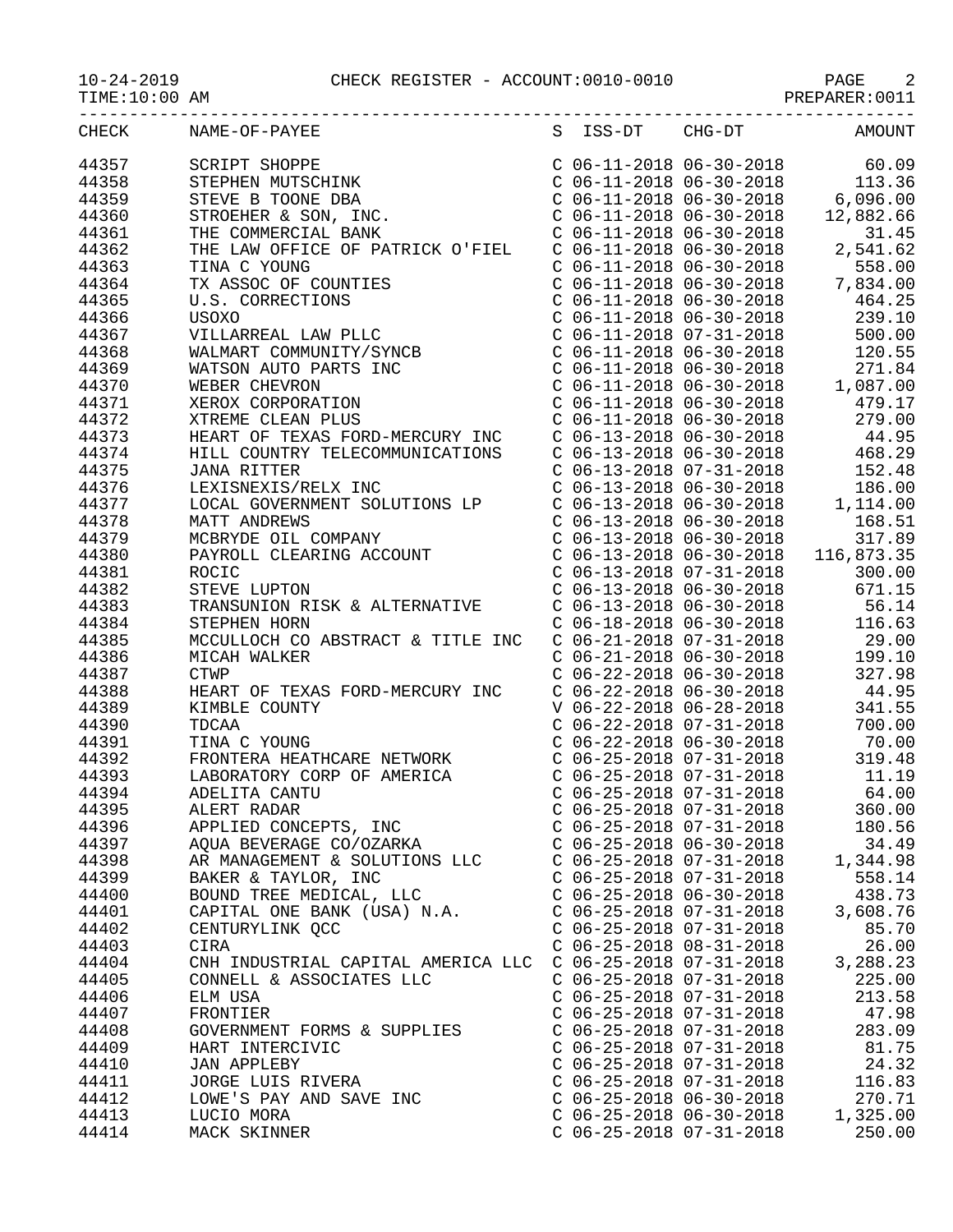| CHECK | NAME-OF-PAYEE | S | ISS-DT | CHG-DT | AMOUNT |
|---|---|---|---|---|---|
| 44357 | SCRIPT SHOPPE | C | 06-11-2018 | 06-30-2018 | 60.09 |
| 44358 | STEPHEN MUTSCHINK | C | 06-11-2018 | 06-30-2018 | 113.36 |
| 44359 | STEVE B TOONE DBA | C | 06-11-2018 | 06-30-2018 | 6,096.00 |
| 44360 | STROEHER & SON, INC. | C | 06-11-2018 | 06-30-2018 | 12,882.66 |
| 44361 | THE COMMERCIAL BANK | C | 06-11-2018 | 06-30-2018 | 31.45 |
| 44362 | THE LAW OFFICE OF PATRICK O'FIEL | C | 06-11-2018 | 06-30-2018 | 2,541.62 |
| 44363 | TINA C YOUNG | C | 06-11-2018 | 06-30-2018 | 558.00 |
| 44364 | TX ASSOC OF COUNTIES | C | 06-11-2018 | 06-30-2018 | 7,834.00 |
| 44365 | U.S. CORRECTIONS | C | 06-11-2018 | 06-30-2018 | 464.25 |
| 44366 | USOXO | C | 06-11-2018 | 06-30-2018 | 239.10 |
| 44367 | VILLARREAL LAW PLLC | C | 06-11-2018 | 07-31-2018 | 500.00 |
| 44368 | WALMART COMMUNITY/SYNCB | C | 06-11-2018 | 06-30-2018 | 120.55 |
| 44369 | WATSON AUTO PARTS INC | C | 06-11-2018 | 06-30-2018 | 271.84 |
| 44370 | WEBER CHEVRON | C | 06-11-2018 | 06-30-2018 | 1,087.00 |
| 44371 | XEROX CORPORATION | C | 06-11-2018 | 06-30-2018 | 479.17 |
| 44372 | XTREME CLEAN PLUS | C | 06-11-2018 | 06-30-2018 | 279.00 |
| 44373 | HEART OF TEXAS FORD-MERCURY INC | C | 06-13-2018 | 06-30-2018 | 44.95 |
| 44374 | HILL COUNTRY TELECOMMUNICATIONS | C | 06-13-2018 | 06-30-2018 | 468.29 |
| 44375 | JANA RITTER | C | 06-13-2018 | 07-31-2018 | 152.48 |
| 44376 | LEXISNEXIS/RELX INC | C | 06-13-2018 | 06-30-2018 | 186.00 |
| 44377 | LOCAL GOVERNMENT SOLUTIONS LP | C | 06-13-2018 | 06-30-2018 | 1,114.00 |
| 44378 | MATT ANDREWS | C | 06-13-2018 | 06-30-2018 | 168.51 |
| 44379 | MCBRYDE OIL COMPANY | C | 06-13-2018 | 06-30-2018 | 317.89 |
| 44380 | PAYROLL CLEARING ACCOUNT | C | 06-13-2018 | 06-30-2018 | 116,873.35 |
| 44381 | ROCIC | C | 06-13-2018 | 07-31-2018 | 300.00 |
| 44382 | STEVE LUPTON | C | 06-13-2018 | 06-30-2018 | 671.15 |
| 44383 | TRANSUNION RISK & ALTERNATIVE | C | 06-13-2018 | 06-30-2018 | 56.14 |
| 44384 | STEPHEN HORN | C | 06-18-2018 | 06-30-2018 | 116.63 |
| 44385 | MCCULLOCH CO ABSTRACT & TITLE INC | C | 06-21-2018 | 07-31-2018 | 29.00 |
| 44386 | MICAH WALKER | C | 06-21-2018 | 06-30-2018 | 199.10 |
| 44387 | CTWP | C | 06-22-2018 | 06-30-2018 | 327.98 |
| 44388 | HEART OF TEXAS FORD-MERCURY INC | C | 06-22-2018 | 06-30-2018 | 44.95 |
| 44389 | KIMBLE COUNTY | V | 06-22-2018 | 06-28-2018 | 341.55 |
| 44390 | TDCAA | C | 06-22-2018 | 07-31-2018 | 700.00 |
| 44391 | TINA C YOUNG | C | 06-22-2018 | 06-30-2018 | 70.00 |
| 44392 | FRONTERA HEATHCARE NETWORK | C | 06-25-2018 | 07-31-2018 | 319.48 |
| 44393 | LABORATORY CORP OF AMERICA | C | 06-25-2018 | 07-31-2018 | 11.19 |
| 44394 | ADELITA CANTU | C | 06-25-2018 | 07-31-2018 | 64.00 |
| 44395 | ALERT RADAR | C | 06-25-2018 | 07-31-2018 | 360.00 |
| 44396 | APPLIED CONCEPTS, INC | C | 06-25-2018 | 07-31-2018 | 180.56 |
| 44397 | AQUA BEVERAGE CO/OZARKA | C | 06-25-2018 | 06-30-2018 | 34.49 |
| 44398 | AR MANAGEMENT & SOLUTIONS LLC | C | 06-25-2018 | 07-31-2018 | 1,344.98 |
| 44399 | BAKER & TAYLOR, INC | C | 06-25-2018 | 07-31-2018 | 558.14 |
| 44400 | BOUND TREE MEDICAL, LLC | C | 06-25-2018 | 06-30-2018 | 438.73 |
| 44401 | CAPITAL ONE BANK (USA) N.A. | C | 06-25-2018 | 07-31-2018 | 3,608.76 |
| 44402 | CENTURYLINK QCC | C | 06-25-2018 | 07-31-2018 | 85.70 |
| 44403 | CIRA | C | 06-25-2018 | 08-31-2018 | 26.00 |
| 44404 | CNH INDUSTRIAL CAPITAL AMERICA LLC | C | 06-25-2018 | 07-31-2018 | 3,288.23 |
| 44405 | CONNELL & ASSOCIATES LLC | C | 06-25-2018 | 07-31-2018 | 225.00 |
| 44406 | ELM USA | C | 06-25-2018 | 07-31-2018 | 213.58 |
| 44407 | FRONTIER | C | 06-25-2018 | 07-31-2018 | 47.98 |
| 44408 | GOVERNMENT FORMS & SUPPLIES | C | 06-25-2018 | 07-31-2018 | 283.09 |
| 44409 | HART INTERCIVIC | C | 06-25-2018 | 07-31-2018 | 81.75 |
| 44410 | JAN APPLEBY | C | 06-25-2018 | 07-31-2018 | 24.32 |
| 44411 | JORGE LUIS RIVERA | C | 06-25-2018 | 07-31-2018 | 116.83 |
| 44412 | LOWE'S PAY AND SAVE INC | C | 06-25-2018 | 06-30-2018 | 270.71 |
| 44413 | LUCIO MORA | C | 06-25-2018 | 06-30-2018 | 1,325.00 |
| 44414 | MACK SKINNER | C | 06-25-2018 | 07-31-2018 | 250.00 |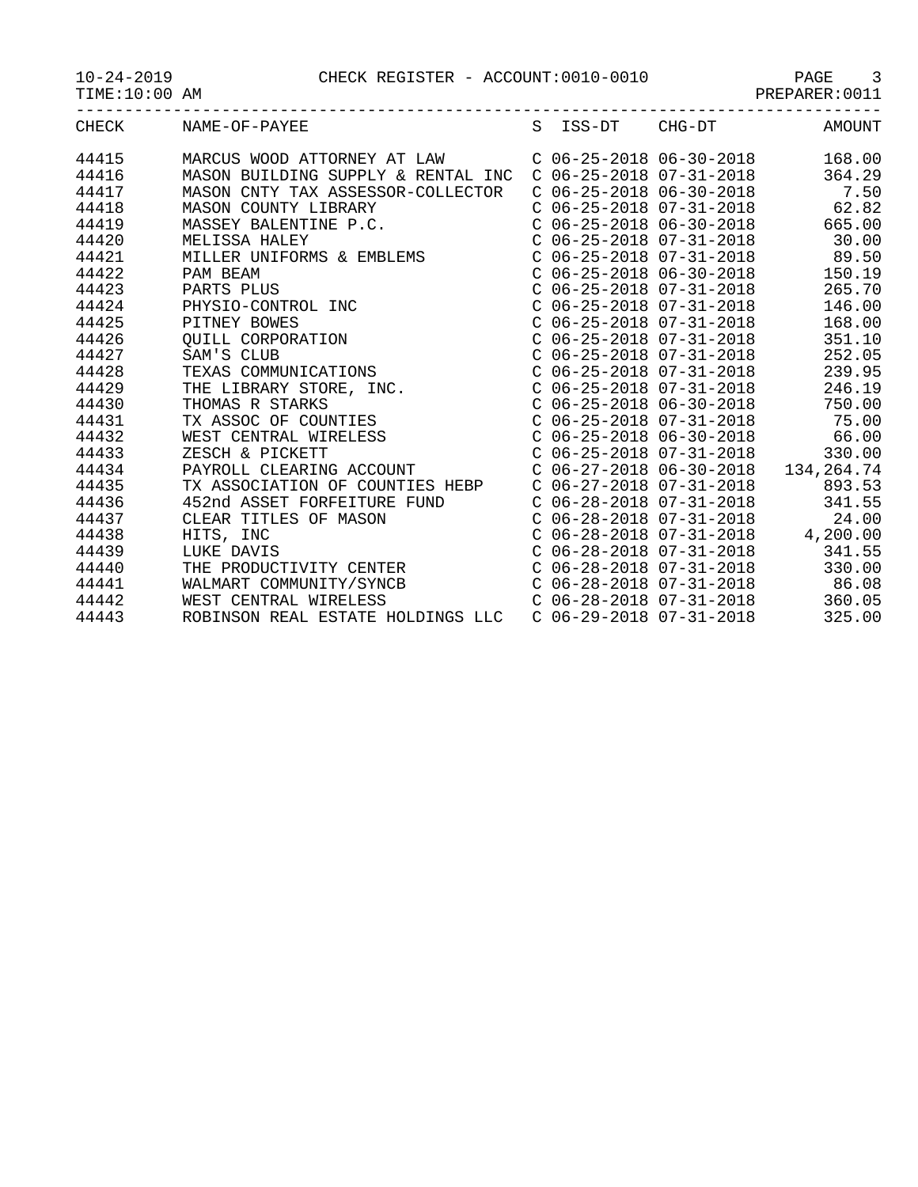10-24-2019 CHECK REGISTER - ACCOUNT:0010-0010

TIME:10:00 AM PREPARER:0011

| CHECK | NAME-OF-PAYEE | S | ISS-DT | CHG-DT | AMOUNT |
|---|---|---|---|---|---|
| 44415 | MARCUS WOOD ATTORNEY AT LAW | C | 06-25-2018 | 06-30-2018 | 168.00 |
| 44416 | MASON BUILDING SUPPLY & RENTAL INC | C | 06-25-2018 | 07-31-2018 | 364.29 |
| 44417 | MASON CNTY TAX ASSESSOR-COLLECTOR | C | 06-25-2018 | 06-30-2018 | 7.50 |
| 44418 | MASON COUNTY LIBRARY | C | 06-25-2018 | 07-31-2018 | 62.82 |
| 44419 | MASSEY BALENTINE P.C. | C | 06-25-2018 | 06-30-2018 | 665.00 |
| 44420 | MELISSA HALEY | C | 06-25-2018 | 07-31-2018 | 30.00 |
| 44421 | MILLER UNIFORMS & EMBLEMS | C | 06-25-2018 | 07-31-2018 | 89.50 |
| 44422 | PAM BEAM | C | 06-25-2018 | 06-30-2018 | 150.19 |
| 44423 | PARTS PLUS | C | 06-25-2018 | 07-31-2018 | 265.70 |
| 44424 | PHYSIO-CONTROL INC | C | 06-25-2018 | 07-31-2018 | 146.00 |
| 44425 | PITNEY BOWES | C | 06-25-2018 | 07-31-2018 | 168.00 |
| 44426 | QUILL CORPORATION | C | 06-25-2018 | 07-31-2018 | 351.10 |
| 44427 | SAM'S CLUB | C | 06-25-2018 | 07-31-2018 | 252.05 |
| 44428 | TEXAS COMMUNICATIONS | C | 06-25-2018 | 07-31-2018 | 239.95 |
| 44429 | THE LIBRARY STORE, INC. | C | 06-25-2018 | 07-31-2018 | 246.19 |
| 44430 | THOMAS R STARKS | C | 06-25-2018 | 06-30-2018 | 750.00 |
| 44431 | TX ASSOC OF COUNTIES | C | 06-25-2018 | 07-31-2018 | 75.00 |
| 44432 | WEST CENTRAL WIRELESS | C | 06-25-2018 | 06-30-2018 | 66.00 |
| 44433 | ZESCH & PICKETT | C | 06-25-2018 | 07-31-2018 | 330.00 |
| 44434 | PAYROLL CLEARING ACCOUNT | C | 06-27-2018 | 06-30-2018 | 134,264.74 |
| 44435 | TX ASSOCIATION OF COUNTIES HEBP | C | 06-27-2018 | 07-31-2018 | 893.53 |
| 44436 | 452nd ASSET FORFEITURE FUND | C | 06-28-2018 | 07-31-2018 | 341.55 |
| 44437 | CLEAR TITLES OF MASON | C | 06-28-2018 | 07-31-2018 | 24.00 |
| 44438 | HITS, INC | C | 06-28-2018 | 07-31-2018 | 4,200.00 |
| 44439 | LUKE DAVIS | C | 06-28-2018 | 07-31-2018 | 341.55 |
| 44440 | THE PRODUCTIVITY CENTER | C | 06-28-2018 | 07-31-2018 | 330.00 |
| 44441 | WALMART COMMUNITY/SYNCB | C | 06-28-2018 | 07-31-2018 | 86.08 |
| 44442 | WEST CENTRAL WIRELESS | C | 06-28-2018 | 07-31-2018 | 360.05 |
| 44443 | ROBINSON REAL ESTATE HOLDINGS LLC | C | 06-29-2018 | 07-31-2018 | 325.00 |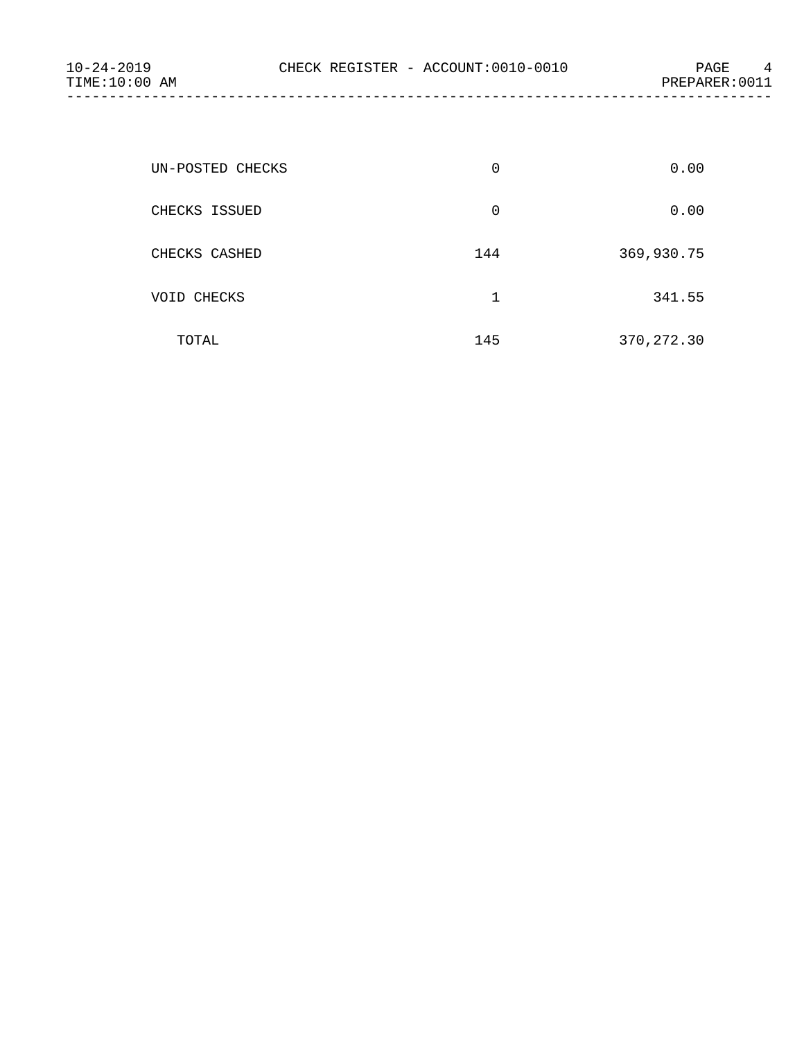| | | |
|---|---|---|
| UN-POSTED CHECKS | 0 | 0.00 |
| CHECKS ISSUED | 0 | 0.00 |
| CHECKS CASHED | 144 | 369,930.75 |
| VOID CHECKS | 1 | 341.55 |
| TOTAL | 145 | 370,272.30 |